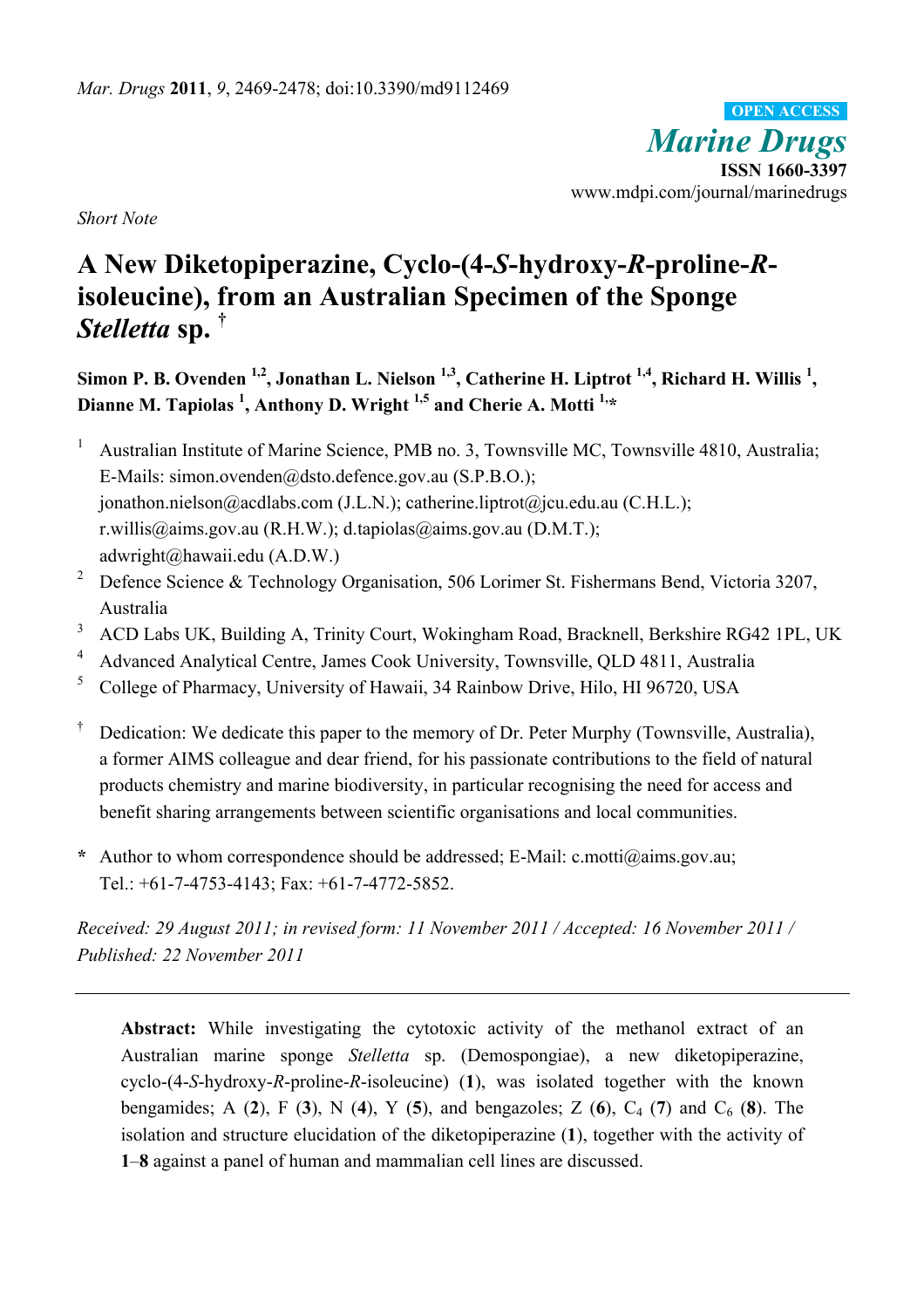*Short Note*

# A New Diketopiperazine, Cyclo-(4-*S*-hydroxy-*R*-proline-*R*-isoleucine), from an Australian Specimen of the Sponge *Stelletta* sp. [†]

**Simon P. B. Ovenden [1,2], Jonathan L. Nielson [1,3], Catherine H. Liptrot [1,4], Richard H. Willis [1], Dianne M. Tapiolas [1], Anthony D. Wright [1,5] and Cherie A. Motti [1,*]**

[1] Australian Institute of Marine Science, PMB no. 3, Townsville MC, Townsville 4810, Australia; E-Mails: simon.ovenden@dsto.defence.gov.au (S.P.B.O.); jonathon.nielson@acdlabs.com (J.L.N.); catherine.liptrot@jcu.edu.au (C.H.L.); r.willis@aims.gov.au (R.H.W.); d.tapiolas@aims.gov.au (D.M.T.); adwright@hawaii.edu (A.D.W.)

[2] Defence Science & Technology Organisation, 506 Lorimer St. Fishermans Bend, Victoria 3207, Australia

[3] ACD Labs UK, Building A, Trinity Court, Wokingham Road, Bracknell, Berkshire RG42 1PL, UK

[4] Advanced Analytical Centre, James Cook University, Townsville, QLD 4811, Australia

[5] College of Pharmacy, University of Hawaii, 34 Rainbow Drive, Hilo, HI 96720, USA

[†] Dedication: We dedicate this paper to the memory of Dr. Peter Murphy (Townsville, Australia), a former AIMS colleague and dear friend, for his passionate contributions to the field of natural products chemistry and marine biodiversity, in particular recognising the need for access and benefit sharing arrangements between scientific organisations and local communities.

**\*** Author to whom correspondence should be addressed; E-Mail: c.motti@aims.gov.au; Tel.: +61-7-4753-4143; Fax: +61-7-4772-5852.

*Received: 29 August 2011; in revised form: 11 November 2011 / Accepted: 16 November 2011 / Published: 22 November 2011*

---

**Abstract:** While investigating the cytotoxic activity of the methanol extract of an Australian marine sponge *Stelletta* sp. (Demospongiae), a new diketopiperazine, cyclo-(4-*S*-hydroxy-*R*-proline-*R*-isoleucine) (**1**), was isolated together with the known bengamides; A (**2**), F (**3**), N (**4**), Y (**5**), and bengazoles; Z (**6**), $C_4$ (**7**) and $C_6$ (**8**). The isolation and structure elucidation of the diketopiperazine (**1**), together with the activity of **1**–**8** against a panel of human and mammalian cell lines are discussed.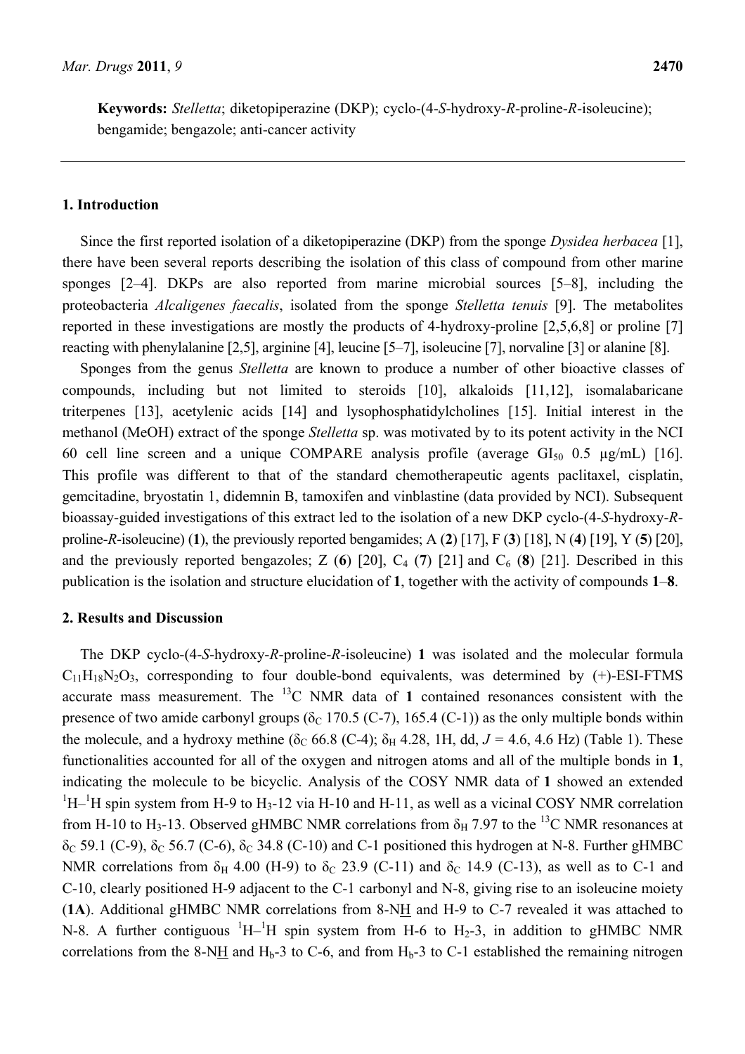**Keywords:** *Stelletta*; diketopiperazine (DKP); cyclo-(4-*S*-hydroxy-*R*-proline-*R*-isoleucine); bengamide; bengazole; anti-cancer activity

## 1. Introduction

Since the first reported isolation of a diketopiperazine (DKP) from the sponge *Dysidea herbacea* [1], there have been several reports describing the isolation of this class of compound from other marine sponges [2–4]. DKPs are also reported from marine microbial sources [5–8], including the proteobacteria *Alcaligenes faecalis*, isolated from the sponge *Stelletta tenuis* [9]. The metabolites reported in these investigations are mostly the products of 4-hydroxy-proline [2,5,6,8] or proline [7] reacting with phenylalanine [2,5], arginine [4], leucine [5–7], isoleucine [7], norvaline [3] or alanine [8].

Sponges from the genus *Stelletta* are known to produce a number of other bioactive classes of compounds, including but not limited to steroids [10], alkaloids [11,12], isomalabaricane triterpenes [13], acetylenic acids [14] and lysophosphatidylcholines [15]. Initial interest in the methanol (MeOH) extract of the sponge *Stelletta* sp. was motivated by to its potent activity in the NCI 60 cell line screen and a unique COMPARE analysis profile (average $GI_{50}$ 0.5 μg/mL) [16]. This profile was different to that of the standard chemotherapeutic agents paclitaxel, cisplatin, gemcitadine, bryostatin 1, didemnin B, tamoxifen and vinblastine (data provided by NCI). Subsequent bioassay-guided investigations of this extract led to the isolation of a new DKP cyclo-(4-*S*-hydroxy-*R*-proline-*R*-isoleucine) (**1**), the previously reported bengamides; A (**2**) [17], F (**3**) [18], N (**4**) [19], Y (**5**) [20], and the previously reported bengazoles; Z (**6**) [20], $C_4$ (**7**) [21] and $C_6$ (**8**) [21]. Described in this publication is the isolation and structure elucidation of **1**, together with the activity of compounds **1**–**8**.

## 2. Results and Discussion

The DKP cyclo-(4-*S*-hydroxy-*R*-proline-*R*-isoleucine) **1** was isolated and the molecular formula $C_{11}H_{18}N_2O_3$, corresponding to four double-bond equivalents, was determined by (+)-ESI-FTMS accurate mass measurement. The $^{13}C$ NMR data of **1** contained resonances consistent with the presence of two amide carbonyl groups ($\delta_C$ 170.5 (C-7), 165.4 (C-1)) as the only multiple bonds within the molecule, and a hydroxy methine ($\delta_C$ 66.8 (C-4); $\delta_H$ 4.28, 1H, dd, $J$ = 4.6, 4.6 Hz) (Table 1). These functionalities accounted for all of the oxygen and nitrogen atoms and all of the multiple bonds in **1**, indicating the molecule to be bicyclic. Analysis of the COSY NMR data of **1** showed an extended $^1H$–$^1H$ spin system from H-9 to $H_3$-12 via H-10 and H-11, as well as a vicinal COSY NMR correlation from H-10 to $H_3$-13. Observed gHMBC NMR correlations from $\delta_H$ 7.97 to the $^{13}C$ NMR resonances at $\delta_C$ 59.1 (C-9), $\delta_C$ 56.7 (C-6), $\delta_C$ 34.8 (C-10) and C-1 positioned this hydrogen at N-8. Further gHMBC NMR correlations from $\delta_H$ 4.00 (H-9) to $\delta_C$ 23.9 (C-11) and $\delta_C$ 14.9 (C-13), as well as to C-1 and C-10, clearly positioned H-9 adjacent to the C-1 carbonyl and N-8, giving rise to an isoleucine moiety (**1A**). Additional gHMBC NMR correlations from 8-N<u>H</u> and H-9 to C-7 revealed it was attached to N-8. A further contiguous $^1H$–$^1H$ spin system from H-6 to $H_2$-3, in addition to gHMBC NMR correlations from the 8-N<u>H</u> and $H_b$-3 to C-6, and from $H_b$-3 to C-1 established the remaining nitrogen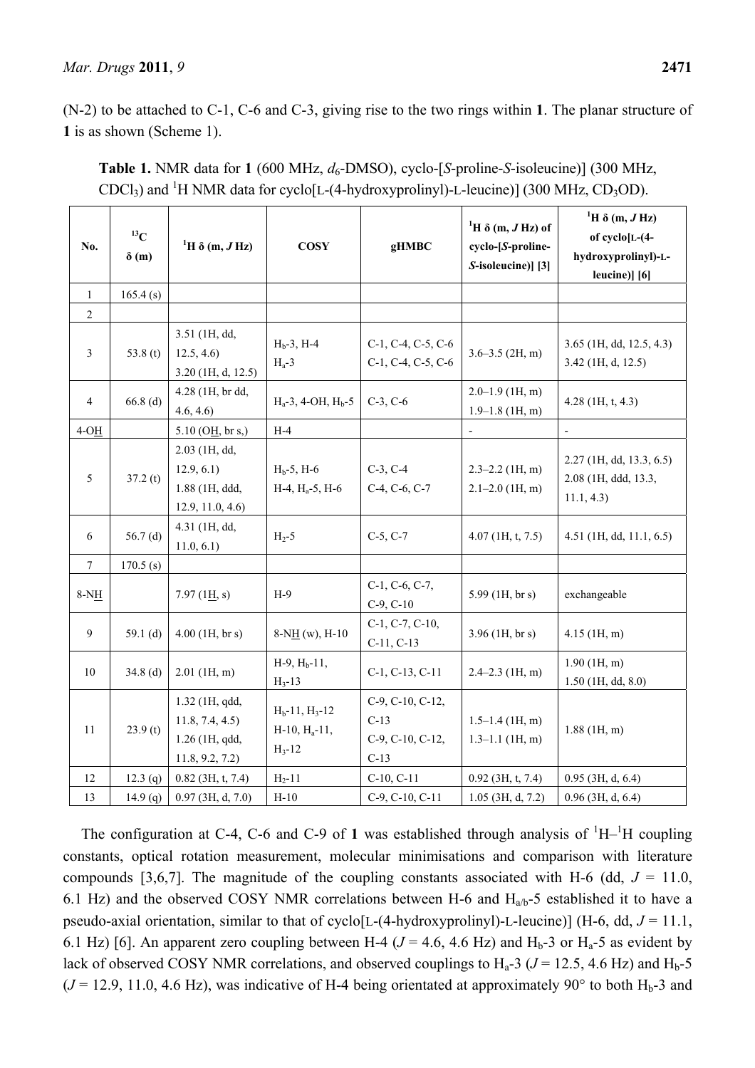(N-2) to be attached to C-1, C-6 and C-3, giving rise to the two rings within **1**. The planar structure of **1** is as shown (Scheme 1).

**Table 1.** NMR data for **1** (600 MHz, $d_6$-DMSO), cyclo-[*S*-proline-*S*-isoleucine)] (300 MHz, $CDCl_3$) and $^1H$ NMR data for cyclo[L-(4-hydroxyprolinyl)-L-leucine)] (300 MHz, $CD_3OD$).

| No. | $^{13}C$ δ (m) | $^1H$ δ (m, *J* Hz) | COSY | gHMBC | $^1H$ δ (m, *J* Hz) of cyclo-[*S*-proline-*S*-isoleucine)] [3] | $^1H$ δ (m, *J* Hz) of cyclo[L-(4-hydroxyprolinyl)-L-leucine)] [6] |
|---|---|---|---|---|---|---|
| 1 | 165.4 (s) | | | | | |
| 2 | | | | | | |
| 3 | 53.8 (t) | 3.51 (1H, dd, 12.5, 4.6)<br>3.20 (1H, d, 12.5) | $H_b$-3, H-4<br>$H_a$-3 | C-1, C-4, C-5, C-6<br>C-1, C-4, C-5, C-6 | 3.6–3.5 (2H, m) | 3.65 (1H, dd, 12.5, 4.3)<br>3.42 (1H, d, 12.5) |
| 4 | 66.8 (d) | 4.28 (1H, br dd, 4.6, 4.6) | $H_a$-3, 4-OH, $H_b$-5 | C-3, C-6 | 2.0–1.9 (1H, m)<br>1.9–1.8 (1H, m) | 4.28 (1H, t, 4.3) |
| 4-OH | | 5.10 (OH, br s,) | H-4 | | - | - |
| 5 | 37.2 (t) | 2.03 (1H, dd, 12.9, 6.1)<br>1.88 (1H, ddd, 12.9, 11.0, 4.6) | $H_b$-5, H-6<br>H-4, $H_a$-5, H-6 | C-3, C-4<br>C-4, C-6, C-7 | 2.3–2.2 (1H, m)<br>2.1–2.0 (1H, m) | 2.27 (1H, dd, 13.3, 6.5)<br>2.08 (1H, ddd, 13.3, 11.1, 4.3) |
| 6 | 56.7 (d) | 4.31 (1H, dd, 11.0, 6.1) | $H_2$-5 | C-5, C-7 | 4.07 (1H, t, 7.5) | 4.51 (1H, dd, 11.1, 6.5) |
| 7 | 170.5 (s) | | | | | |
| 8-NH | | 7.97 (1H, s) | H-9 | C-1, C-6, C-7, C-9, C-10 | 5.99 (1H, br s) | exchangeable |
| 9 | 59.1 (d) | 4.00 (1H, br s) | 8-NH (w), H-10 | C-1, C-7, C-10, C-11, C-13 | 3.96 (1H, br s) | 4.15 (1H, m) |
| 10 | 34.8 (d) | 2.01 (1H, m) | H-9, $H_b$-11, $H_3$-13 | C-1, C-13, C-11 | 2.4–2.3 (1H, m) | 1.90 (1H, m)<br>1.50 (1H, dd, 8.0) |
| 11 | 23.9 (t) | 1.32 (1H, qdd, 11.8, 7.4, 4.5)<br>1.26 (1H, qdd, 11.8, 9.2, 7.2) | $H_b$-11, $H_3$-12<br>H-10, $H_a$-11, $H_3$-12 | C-9, C-10, C-12, C-13<br>C-9, C-10, C-12, C-13 | 1.5–1.4 (1H, m)<br>1.3–1.1 (1H, m) | 1.88 (1H, m) |
| 12 | 12.3 (q) | 0.82 (3H, t, 7.4) | $H_2$-11 | C-10, C-11 | 0.92 (3H, t, 7.4) | 0.95 (3H, d, 6.4) |
| 13 | 14.9 (q) | 0.97 (3H, d, 7.0) | H-10 | C-9, C-10, C-11 | 1.05 (3H, d, 7.2) | 0.96 (3H, d, 6.4) |

The configuration at C-4, C-6 and C-9 of **1** was established through analysis of $^1H$–$^1H$ coupling constants, optical rotation measurement, molecular minimisations and comparison with literature compounds [3,6,7]. The magnitude of the coupling constants associated with H-6 (dd, *J* = 11.0, 6.1 Hz) and the observed COSY NMR correlations between H-6 and $H_{a/b}$-5 established it to have a pseudo-axial orientation, similar to that of cyclo[L-(4-hydroxyprolinyl)-L-leucine)] (H-6, dd, *J* = 11.1, 6.1 Hz) [6]. An apparent zero coupling between H-4 (*J* = 4.6, 4.6 Hz) and $H_b$-3 or $H_a$-5 as evident by lack of observed COSY NMR correlations, and observed couplings to $H_a$-3 (*J* = 12.5, 4.6 Hz) and $H_b$-5 (*J* = 12.9, 11.0, 4.6 Hz), was indicative of H-4 being orientated at approximately 90° to both $H_b$-3 and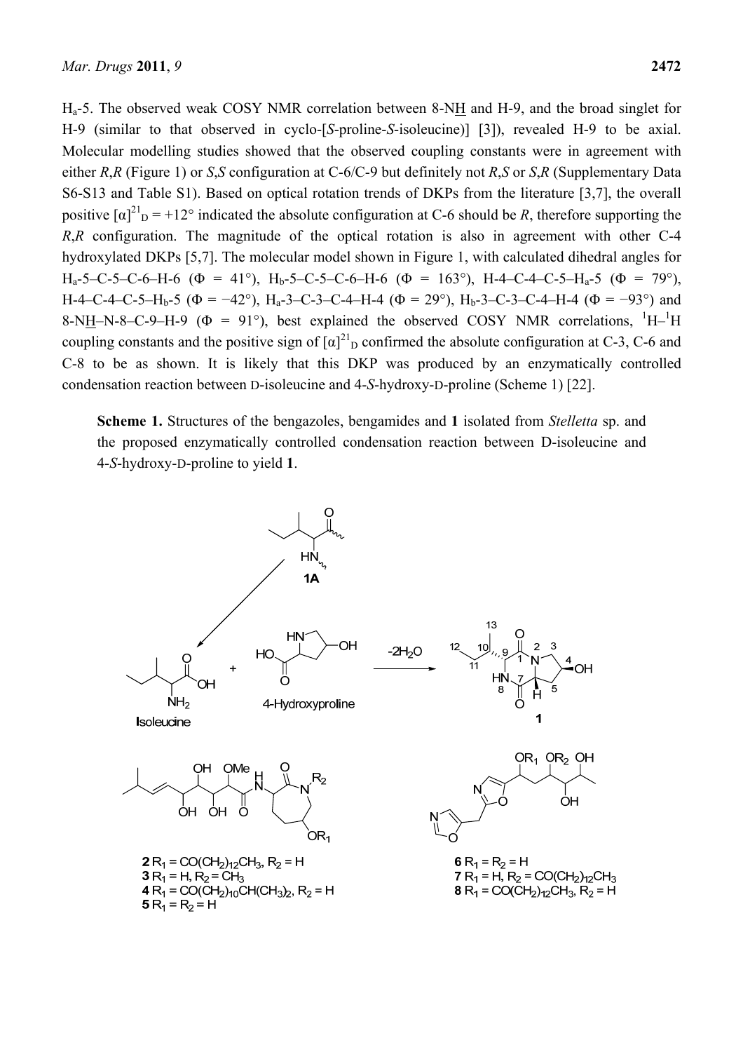$H_a$-5. The observed weak COSY NMR correlation between 8-N<u>H</u> and H-9, and the broad singlet for H-9 (similar to that observed in cyclo-[*S*-proline-*S*-isoleucine)] [3]), revealed H-9 to be axial. Molecular modelling studies showed that the observed coupling constants were in agreement with either *R*,*R* (Figure 1) or *S*,*S* configuration at C-6/C-9 but definitely not *R*,*S* or *S*,*R* (Supplementary Data S6-S13 and Table S1). Based on optical rotation trends of DKPs from the literature [3,7], the overall positive $[\alpha]^{21}_{D} = +12°$ indicated the absolute configuration at C-6 should be *R*, therefore supporting the *R*,*R* configuration. The magnitude of the optical rotation is also in agreement with other C-4 hydroxylated DKPs [5,7]. The molecular model shown in Figure 1, with calculated dihedral angles for $H_a$-5–C-5–C-6–H-6 ($\Phi$ = 41°), $H_b$-5–C-5–C-6–H-6 ($\Phi$ = 163°), H-4–C-4–C-5–$H_a$-5 ($\Phi$ = 79°), H-4–C-4–C-5–$H_b$-5 ($\Phi$ = −42°), $H_a$-3–C-3–C-4–H-4 ($\Phi$ = 29°), $H_b$-3–C-3–C-4–H-4 ($\Phi$ = −93°) and 8-N<u>H</u>–N-8–C-9–H-9 ($\Phi$ = 91°), best explained the observed COSY NMR correlations, $^1$H–$^1$H coupling constants and the positive sign of $[\alpha]^{21}_{D}$ confirmed the absolute configuration at C-3, C-6 and C-8 to be as shown. It is likely that this DKP was produced by an enzymatically controlled condensation reaction between D-isoleucine and 4-*S*-hydroxy-D-proline (Scheme 1) [22].

**Scheme 1.** Structures of the bengazoles, bengamides and **1** isolated from *Stelletta* sp. and the proposed enzymatically controlled condensation reaction between D-isoleucine and 4-*S*-hydroxy-D-proline to yield **1**.

1A

Isoleucine

4-Hydroxyproline

$-2H_2O$

1

**2** $R_1 = CO(CH_2)_{12}CH_3$, $R_2$ = H
**3** $R_1$ = H, $R_2 = CH_3$
**4** $R_1 = CO(CH_2)_{10}CH(CH_3)_2$, $R_2$ = H
**5** $R_1 = R_2$ = H

**6** $R_1 = R_2$ = H
**7** $R_1$ = H, $R_2 = CO(CH_2)_{12}CH_3$
**8** $R_1 = CO(CH_2)_{12}CH_3$, $R_2$ = H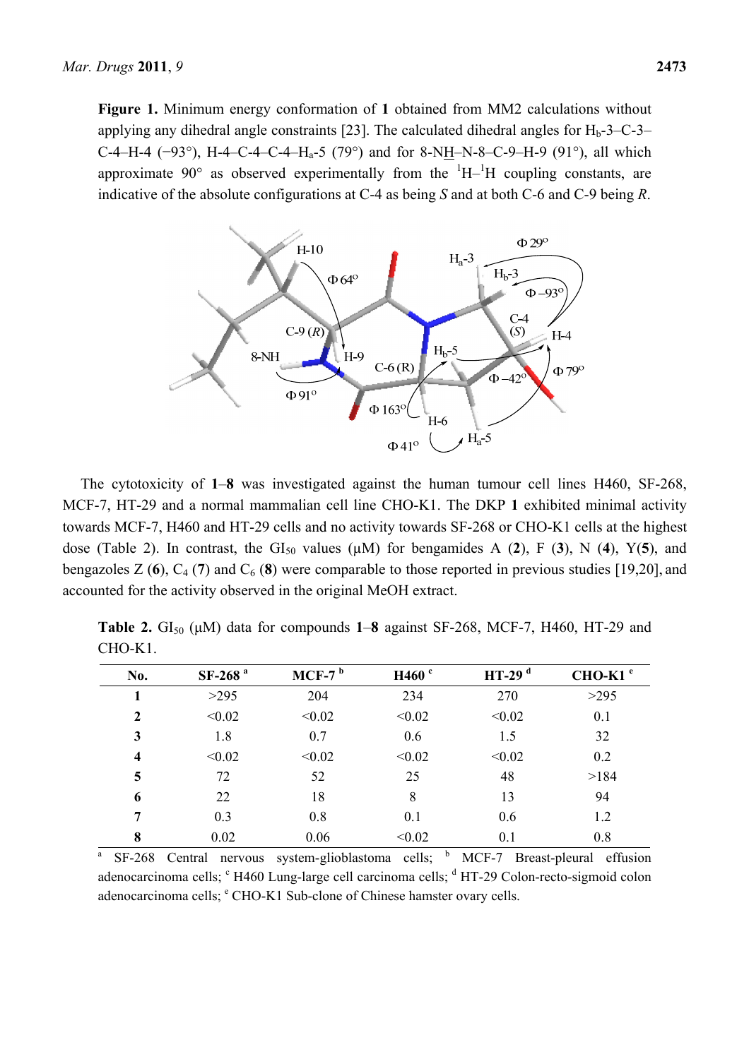**Figure 1.** Minimum energy conformation of **1** obtained from MM2 calculations without applying any dihedral angle constraints [23]. The calculated dihedral angles for $H_b$-3–C-3–C-4–H-4 (−93°), H-4–C-4–C-4–$H_a$-5 (79°) and for 8-N<u>H</u>–N-8–C-9–H-9 (91°), all which approximate 90° as observed experimentally from the $^1H–^1H$ coupling constants, are indicative of the absolute configurations at C-4 as being *S* and at both C-6 and C-9 being *R*.

H-10
Φ 64°
$H_a$-3
Φ 29°
$H_b$-3
Φ −93°
C-4 (*S*)
H-4
C-9 (*R*)
8-NH
H-9
C-6 (R)
$H_b$-5
Φ 79°
Φ −42°
Φ 91°
Φ 163°
H-6
Φ 41°
$H_a$-5

The cytotoxicity of **1**–**8** was investigated against the human tumour cell lines H460, SF-268, MCF-7, HT-29 and a normal mammalian cell line CHO-K1. The DKP **1** exhibited minimal activity towards MCF-7, H460 and HT-29 cells and no activity towards SF-268 or CHO-K1 cells at the highest dose (Table 2). In contrast, the $GI_{50}$ values (μM) for bengamides A (**2**), F (**3**), N (**4**), Y(**5**), and bengazoles Z (**6**), $C_4$ (**7**) and $C_6$ (**8**) were comparable to those reported in previous studies [19,20], and accounted for the activity observed in the original MeOH extract.

**Table 2.** $GI_{50}$ (μM) data for compounds **1**–**8** against SF-268, MCF-7, H460, HT-29 and CHO-K1.

| No. | SF-268 [a] | MCF-7 [b] | H460 [c] | HT-29 [d] | CHO-K1 [e] |
|---|---|---|---|---|---|
| **1** | >295 | 204 | 234 | 270 | >295 |
| **2** | <0.02 | <0.02 | <0.02 | <0.02 | 0.1 |
| **3** | 1.8 | 0.7 | 0.6 | 1.5 | 32 |
| **4** | <0.02 | <0.02 | <0.02 | <0.02 | 0.2 |
| **5** | 72 | 52 | 25 | 48 | >184 |
| **6** | 22 | 18 | 8 | 13 | 94 |
| **7** | 0.3 | 0.8 | 0.1 | 0.6 | 1.2 |
| **8** | 0.02 | 0.06 | <0.02 | 0.1 | 0.8 |

[a] SF-268 Central nervous system-glioblastoma cells; [b] MCF-7 Breast-pleural effusion adenocarcinoma cells; [c] H460 Lung-large cell carcinoma cells; [d] HT-29 Colon-recto-sigmoid colon adenocarcinoma cells; [e] CHO-K1 Sub-clone of Chinese hamster ovary cells.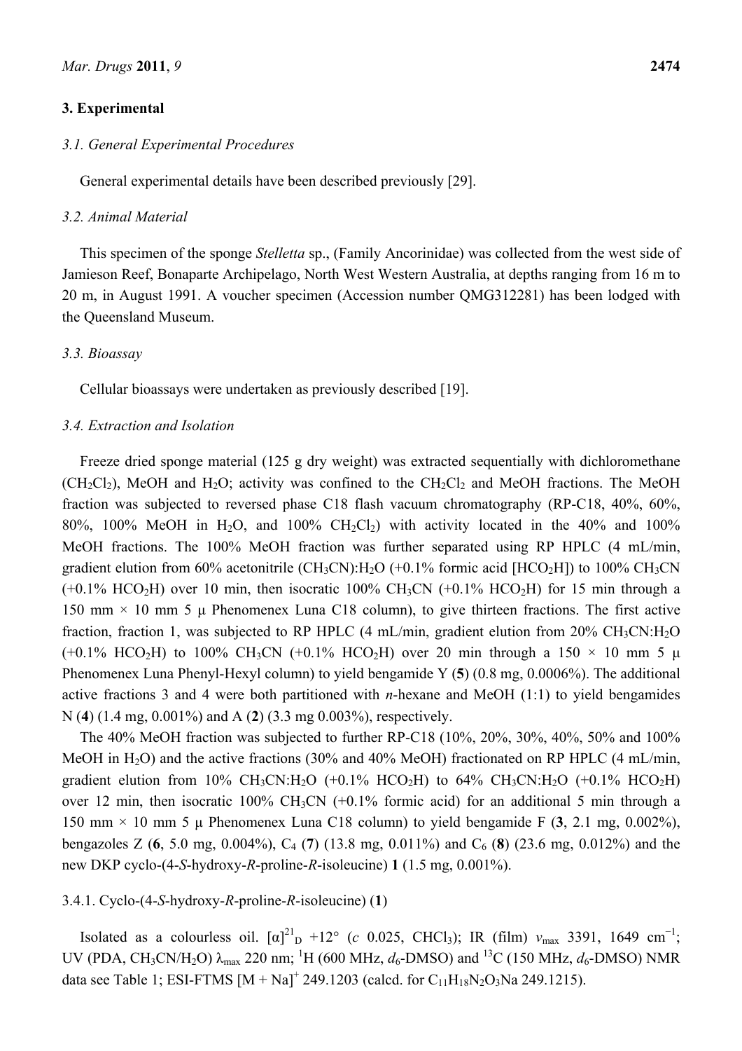## 3. Experimental

### 3.1. General Experimental Procedures

General experimental details have been described previously [29].

### 3.2. Animal Material

This specimen of the sponge *Stelletta* sp., (Family Ancorinidae) was collected from the west side of Jamieson Reef, Bonaparte Archipelago, North West Western Australia, at depths ranging from 16 m to 20 m, in August 1991. A voucher specimen (Accession number QMG312281) has been lodged with the Queensland Museum.

### 3.3. Bioassay

Cellular bioassays were undertaken as previously described [19].

### 3.4. Extraction and Isolation

Freeze dried sponge material (125 g dry weight) was extracted sequentially with dichloromethane ($CH_2Cl_2$), MeOH and $H_2O$; activity was confined to the $CH_2Cl_2$ and MeOH fractions. The MeOH fraction was subjected to reversed phase C18 flash vacuum chromatography (RP-C18, 40%, 60%, 80%, 100% MeOH in $H_2O$, and 100% $CH_2Cl_2$) with activity located in the 40% and 100% MeOH fractions. The 100% MeOH fraction was further separated using RP HPLC (4 mL/min, gradient elution from 60% acetonitrile ($CH_3CN$):$H_2O$ (+0.1% formic acid [$HCO_2H$]) to 100% $CH_3CN$ (+0.1% $HCO_2H$) over 10 min, then isocratic 100% $CH_3CN$ (+0.1% $HCO_2H$) for 15 min through a 150 mm × 10 mm 5 μ Phenomenex Luna C18 column), to give thirteen fractions. The first active fraction, fraction 1, was subjected to RP HPLC (4 mL/min, gradient elution from 20% $CH_3CN$:$H_2O$ (+0.1% $HCO_2H$) to 100% $CH_3CN$ (+0.1% $HCO_2H$) over 20 min through a 150 × 10 mm 5 μ Phenomenex Luna Phenyl-Hexyl column) to yield bengamide Y (**5**) (0.8 mg, 0.0006%). The additional active fractions 3 and 4 were both partitioned with *n*-hexane and MeOH (1:1) to yield bengamides N (**4**) (1.4 mg, 0.001%) and A (**2**) (3.3 mg 0.003%), respectively.

The 40% MeOH fraction was subjected to further RP-C18 (10%, 20%, 30%, 40%, 50% and 100% MeOH in $H_2O$) and the active fractions (30% and 40% MeOH) fractionated on RP HPLC (4 mL/min, gradient elution from 10% $CH_3CN$:$H_2O$ (+0.1% $HCO_2H$) to 64% $CH_3CN$:$H_2O$ (+0.1% $HCO_2H$) over 12 min, then isocratic 100% $CH_3CN$ (+0.1% formic acid) for an additional 5 min through a 150 mm × 10 mm 5 μ Phenomenex Luna C18 column) to yield bengamide F (**3**, 2.1 mg, 0.002%), bengazoles Z (**6**, 5.0 mg, 0.004%), $C_4$ (**7**) (13.8 mg, 0.011%) and $C_6$ (**8**) (23.6 mg, 0.012%) and the new DKP cyclo-(4-*S*-hydroxy-*R*-proline-*R*-isoleucine) **1** (1.5 mg, 0.001%).

#### 3.4.1. Cyclo-(4-*S*-hydroxy-*R*-proline-*R*-isoleucine) (**1**)

Isolated as a colourless oil. $[\alpha]^{21}_{D}$ +12° (*c* 0.025, $CHCl_3$); IR (film) $\nu_{max}$ 3391, 1649 $cm^{-1}$; UV (PDA, $CH_3CN/H_2O$) $\lambda_{max}$ 220 nm; $^1H$ (600 MHz, $d_6$-DMSO) and $^{13}C$ (150 MHz, $d_6$-DMSO) NMR data see Table 1; ESI-FTMS $[M + Na]^+$ 249.1203 (calcd. for $C_{11}H_{18}N_2O_3Na$ 249.1215).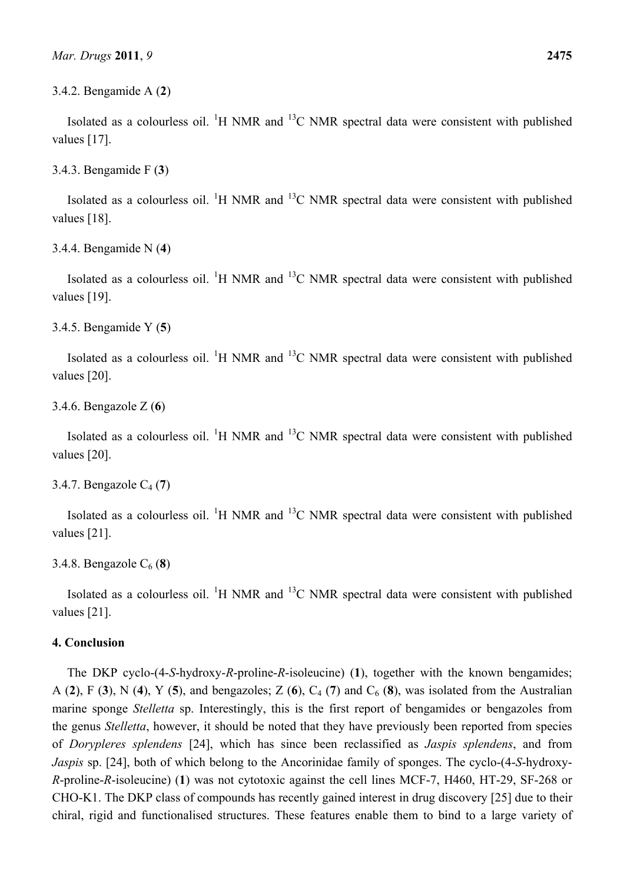#### 3.4.2. Bengamide A (**2**)

Isolated as a colourless oil. $^{1}$H NMR and $^{13}$C NMR spectral data were consistent with published values [17].

#### 3.4.3. Bengamide F (**3**)

Isolated as a colourless oil. $^{1}$H NMR and $^{13}$C NMR spectral data were consistent with published values [18].

#### 3.4.4. Bengamide N (**4**)

Isolated as a colourless oil. $^{1}$H NMR and $^{13}$C NMR spectral data were consistent with published values [19].

#### 3.4.5. Bengamide Y (**5**)

Isolated as a colourless oil. $^{1}$H NMR and $^{13}$C NMR spectral data were consistent with published values [20].

#### 3.4.6. Bengazole Z (**6**)

Isolated as a colourless oil. $^{1}$H NMR and $^{13}$C NMR spectral data were consistent with published values [20].

#### 3.4.7. Bengazole $C_4$ (**7**)

Isolated as a colourless oil. $^{1}$H NMR and $^{13}$C NMR spectral data were consistent with published values [21].

#### 3.4.8. Bengazole $C_6$ (**8**)

Isolated as a colourless oil. $^{1}$H NMR and $^{13}$C NMR spectral data were consistent with published values [21].

## 4. Conclusion

The DKP cyclo-(4-*S*-hydroxy-*R*-proline-*R*-isoleucine) (**1**), together with the known bengamides; A (**2**), F (**3**), N (**4**), Y (**5**), and bengazoles; Z (**6**), $C_4$ (**7**) and $C_6$ (**8**), was isolated from the Australian marine sponge *Stelletta* sp. Interestingly, this is the first report of bengamides or bengazoles from the genus *Stelletta*, however, it should be noted that they have previously been reported from species of *Dorypleres splendens* [24], which has since been reclassified as *Jaspis splendens*, and from *Jaspis* sp. [24], both of which belong to the Ancorinidae family of sponges. The cyclo-(4-*S*-hydroxy-*R*-proline-*R*-isoleucine) (**1**) was not cytotoxic against the cell lines MCF-7, H460, HT-29, SF-268 or CHO-K1. The DKP class of compounds has recently gained interest in drug discovery [25] due to their chiral, rigid and functionalised structures. These features enable them to bind to a large variety of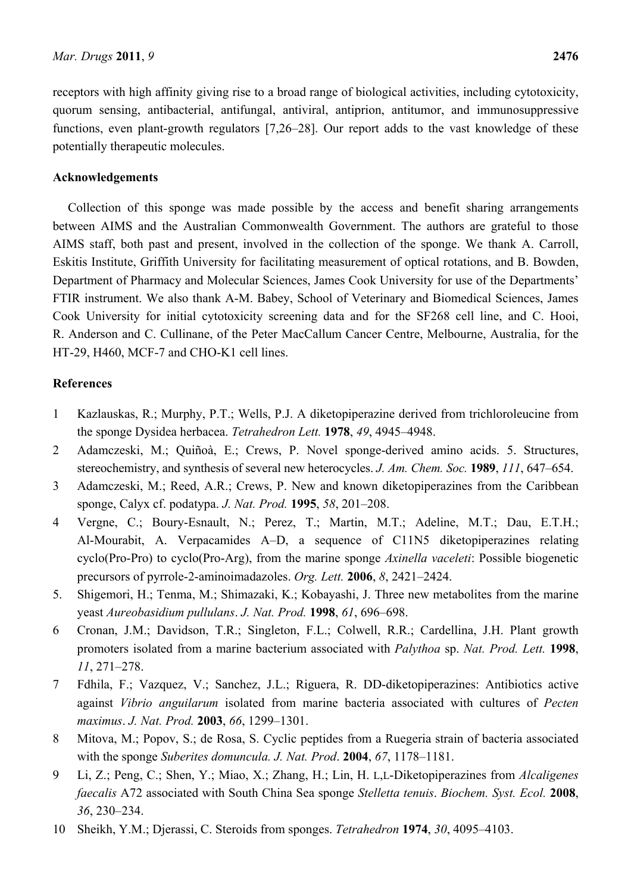receptors with high affinity giving rise to a broad range of biological activities, including cytotoxicity, quorum sensing, antibacterial, antifungal, antiviral, antiprion, antitumor, and immunosuppressive functions, even plant-growth regulators [7,26–28]. Our report adds to the vast knowledge of these potentially therapeutic molecules.

## Acknowledgements

Collection of this sponge was made possible by the access and benefit sharing arrangements between AIMS and the Australian Commonwealth Government. The authors are grateful to those AIMS staff, both past and present, involved in the collection of the sponge. We thank A. Carroll, Eskitis Institute, Griffith University for facilitating measurement of optical rotations, and B. Bowden, Department of Pharmacy and Molecular Sciences, James Cook University for use of the Departments' FTIR instrument. We also thank A-M. Babey, School of Veterinary and Biomedical Sciences, James Cook University for initial cytotoxicity screening data and for the SF268 cell line, and C. Hooi, R. Anderson and C. Cullinane, of the Peter MacCallum Cancer Centre, Melbourne, Australia, for the HT-29, H460, MCF-7 and CHO-K1 cell lines.

## References

1 Kazlauskas, R.; Murphy, P.T.; Wells, P.J. A diketopiperazine derived from trichloroleucine from the sponge Dysidea herbacea. *Tetrahedron Lett.* **1978**, *49*, 4945–4948.

2 Adamczeski, M.; Quiñoà, E.; Crews, P. Novel sponge-derived amino acids. 5. Structures, stereochemistry, and synthesis of several new heterocycles. *J. Am. Chem. Soc.* **1989**, *111*, 647–654.

3 Adamczeski, M.; Reed, A.R.; Crews, P. New and known diketopiperazines from the Caribbean sponge, Calyx cf. podatypa. *J. Nat. Prod.* **1995**, *58*, 201–208.

4 Vergne, C.; Boury-Esnault, N.; Perez, T.; Martin, M.T.; Adeline, M.T.; Dau, E.T.H.; Al-Mourabit, A. Verpacamides A–D, a sequence of C11N5 diketopiperazines relating cyclo(Pro-Pro) to cyclo(Pro-Arg), from the marine sponge *Axinella vaceleti*: Possible biogenetic precursors of pyrrole-2-aminoimadazoles. *Org. Lett.* **2006**, *8*, 2421–2424.

5. Shigemori, H.; Tenma, M.; Shimazaki, K.; Kobayashi, J. Three new metabolites from the marine yeast *Aureobasidium pullulans*. *J. Nat. Prod.* **1998**, *61*, 696–698.

6 Cronan, J.M.; Davidson, T.R.; Singleton, F.L.; Colwell, R.R.; Cardellina, J.H. Plant growth promoters isolated from a marine bacterium associated with *Palythoa* sp. *Nat. Prod. Lett.* **1998**, *11*, 271–278.

7 Fdhila, F.; Vazquez, V.; Sanchez, J.L.; Riguera, R. DD-diketopiperazines: Antibiotics active against *Vibrio anguilarum* isolated from marine bacteria associated with cultures of *Pecten maximus*. *J. Nat. Prod.* **2003**, *66*, 1299–1301.

8 Mitova, M.; Popov, S.; de Rosa, S. Cyclic peptides from a Ruegeria strain of bacteria associated with the sponge *Suberites domuncula. J. Nat. Prod*. **2004**, *67*, 1178–1181.

9 Li, Z.; Peng, C.; Shen, Y.; Miao, X.; Zhang, H.; Lin, H. L,L-Diketopiperazines from *Alcaligenes faecalis* A72 associated with South China Sea sponge *Stelletta tenuis*. *Biochem. Syst. Ecol.* **2008**, *36*, 230–234.

10 Sheikh, Y.M.; Djerassi, C. Steroids from sponges. *Tetrahedron* **1974**, *30*, 4095–4103.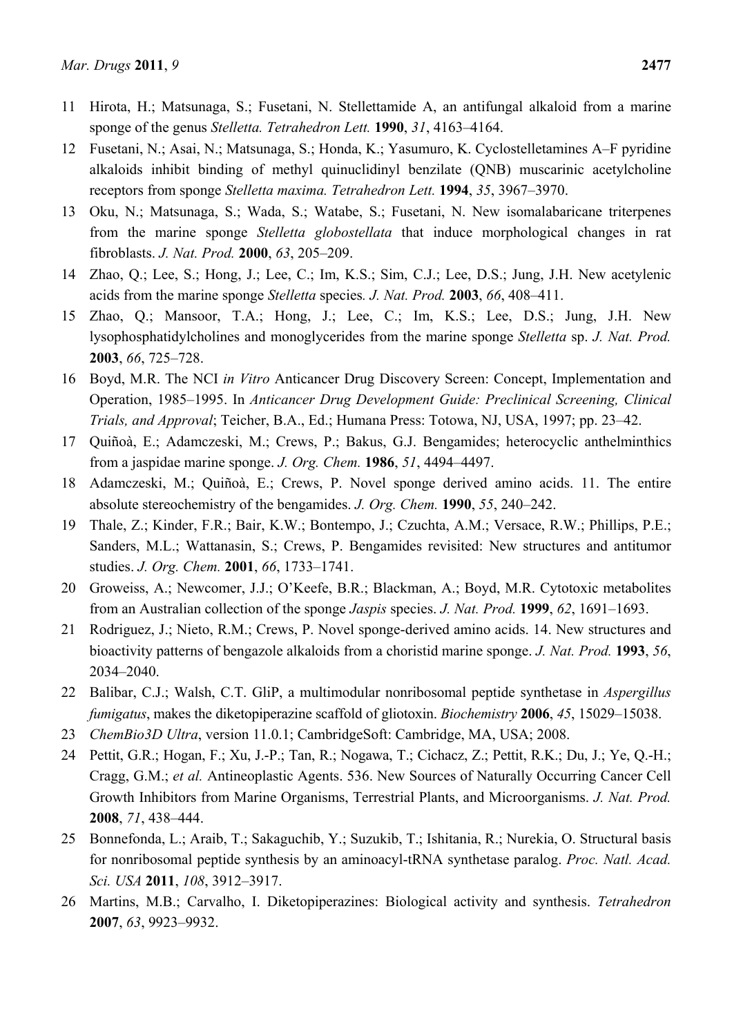11 Hirota, H.; Matsunaga, S.; Fusetani, N. Stellettamide A, an antifungal alkaloid from a marine sponge of the genus *Stelletta. Tetrahedron Lett.* **1990**, *31*, 4163–4164.

12 Fusetani, N.; Asai, N.; Matsunaga, S.; Honda, K.; Yasumuro, K. Cyclostelletamines A–F pyridine alkaloids inhibit binding of methyl quinuclidinyl benzilate (QNB) muscarinic acetylcholine receptors from sponge *Stelletta maxima. Tetrahedron Lett.* **1994**, *35*, 3967–3970.

13 Oku, N.; Matsunaga, S.; Wada, S.; Watabe, S.; Fusetani, N. New isomalabaricane triterpenes from the marine sponge *Stelletta globostellata* that induce morphological changes in rat fibroblasts. *J. Nat. Prod.* **2000**, *63*, 205–209.

14 Zhao, Q.; Lee, S.; Hong, J.; Lee, C.; Im, K.S.; Sim, C.J.; Lee, D.S.; Jung, J.H. New acetylenic acids from the marine sponge *Stelletta* species*. J. Nat. Prod.* **2003**, *66*, 408–411.

15 Zhao, Q.; Mansoor, T.A.; Hong, J.; Lee, C.; Im, K.S.; Lee, D.S.; Jung, J.H. New lysophosphatidylcholines and monoglycerides from the marine sponge *Stelletta* sp. *J. Nat. Prod.* **2003**, *66*, 725–728.

16 Boyd, M.R. The NCI *in Vitro* Anticancer Drug Discovery Screen: Concept, Implementation and Operation, 1985–1995. In *Anticancer Drug Development Guide: Preclinical Screening, Clinical Trials, and Approval*; Teicher, B.A., Ed.; Humana Press: Totowa, NJ, USA, 1997; pp. 23–42.

17 Quiñoà, E.; Adamczeski, M.; Crews, P.; Bakus, G.J. Bengamides; heterocyclic anthelminthics from a jaspidae marine sponge. *J. Org. Chem.* **1986**, *51*, 4494–4497.

18 Adamczeski, M.; Quiñoà, E.; Crews, P. Novel sponge derived amino acids. 11. The entire absolute stereochemistry of the bengamides. *J. Org. Chem.* **1990**, *55*, 240–242.

19 Thale, Z.; Kinder, F.R.; Bair, K.W.; Bontempo, J.; Czuchta, A.M.; Versace, R.W.; Phillips, P.E.; Sanders, M.L.; Wattanasin, S.; Crews, P. Bengamides revisited: New structures and antitumor studies. *J. Org. Chem.* **2001**, *66*, 1733–1741.

20 Groweiss, A.; Newcomer, J.J.; O'Keefe, B.R.; Blackman, A.; Boyd, M.R. Cytotoxic metabolites from an Australian collection of the sponge *Jaspis* species. *J. Nat. Prod.* **1999**, *62*, 1691–1693.

21 Rodriguez, J.; Nieto, R.M.; Crews, P. Novel sponge-derived amino acids. 14. New structures and bioactivity patterns of bengazole alkaloids from a choristid marine sponge. *J. Nat. Prod.* **1993**, *56*, 2034–2040.

22 Balibar, C.J.; Walsh, C.T. GliP, a multimodular nonribosomal peptide synthetase in *Aspergillus fumigatus*, makes the diketopiperazine scaffold of gliotoxin. *Biochemistry* **2006**, *45*, 15029–15038.

23 *ChemBio3D Ultra*, version 11.0.1; CambridgeSoft: Cambridge, MA, USA; 2008.

24 Pettit, G.R.; Hogan, F.; Xu, J.-P.; Tan, R.; Nogawa, T.; Cichacz, Z.; Pettit, R.K.; Du, J.; Ye, Q.-H.; Cragg, G.M.; *et al.* Antineoplastic Agents. 536. New Sources of Naturally Occurring Cancer Cell Growth Inhibitors from Marine Organisms, Terrestrial Plants, and Microorganisms. *J. Nat. Prod.* **2008**, *71*, 438–444.

25 Bonnefonda, L.; Araib, T.; Sakaguchib, Y.; Suzukib, T.; Ishitania, R.; Nurekia, O. Structural basis for nonribosomal peptide synthesis by an aminoacyl-tRNA synthetase paralog. *Proc. Natl. Acad. Sci. USA* **2011**, *108*, 3912–3917.

26 Martins, M.B.; Carvalho, I. Diketopiperazines: Biological activity and synthesis. *Tetrahedron* **2007**, *63*, 9923–9932.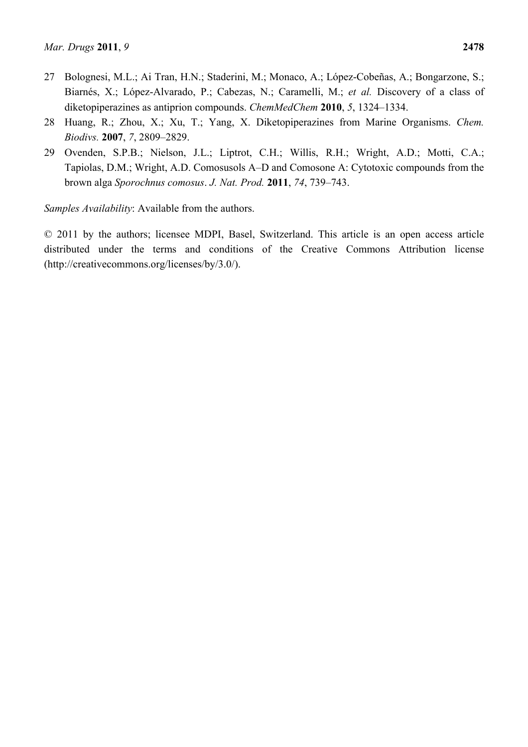27 Bolognesi, M.L.; Ai Tran, H.N.; Staderini, M.; Monaco, A.; López-Cobeñas, A.; Bongarzone, S.; Biarnés, X.; López-Alvarado, P.; Cabezas, N.; Caramelli, M.; *et al.* Discovery of a class of diketopiperazines as antiprion compounds. *ChemMedChem* **2010**, *5*, 1324–1334.

28 Huang, R.; Zhou, X.; Xu, T.; Yang, X. Diketopiperazines from Marine Organisms. *Chem. Biodivs.* **2007**, *7*, 2809–2829.

29 Ovenden, S.P.B.; Nielson, J.L.; Liptrot, C.H.; Willis, R.H.; Wright, A.D.; Motti, C.A.; Tapiolas, D.M.; Wright, A.D. Comosusols A–D and Comosone A: Cytotoxic compounds from the brown alga *Sporochnus comosus*. *J. Nat. Prod.* **2011**, *74*, 739–743.

*Samples Availability*: Available from the authors.

© 2011 by the authors; licensee MDPI, Basel, Switzerland. This article is an open access article distributed under the terms and conditions of the Creative Commons Attribution license (http://creativecommons.org/licenses/by/3.0/).